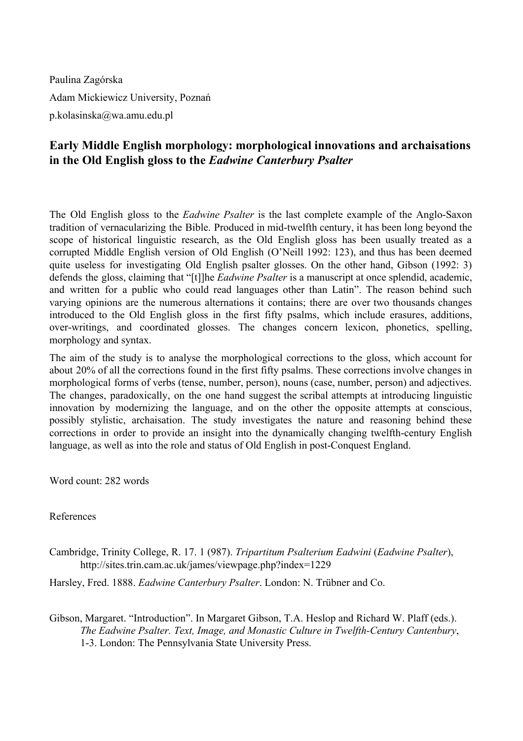Paulina Zagórska

Adam Mickiewicz University, Poznań

p.kolasinska@wa.amu.edu.pl

## Early Middle English morphology: morphological innovations and archaisations in the Old English gloss to the *Eadwine Canterbury Psalter*

The Old English gloss to the *Eadwine Psalter* is the last complete example of the Anglo-Saxon tradition of vernacularizing the Bible. Produced in mid-twelfth century, it has been long beyond the scope of historical linguistic research, as the Old English gloss has been usually treated as a corrupted Middle English version of Old English (O'Neill 1992: 123), and thus has been deemed quite useless for investigating Old English psalter glosses. On the other hand, Gibson (1992: 3) defends the gloss, claiming that "[t]]he *Eadwine Psalter* is a manuscript at once splendid, academic, and written for a public who could read languages other than Latin". The reason behind such varying opinions are the numerous alternations it contains; there are over two thousands changes introduced to the Old English gloss in the first fifty psalms, which include erasures, additions, over-writings, and coordinated glosses. The changes concern lexicon, phonetics, spelling, morphology and syntax.

The aim of the study is to analyse the morphological corrections to the gloss, which account for about 20% of all the corrections found in the first fifty psalms. These corrections involve changes in morphological forms of verbs (tense, number, person), nouns (case, number, person) and adjectives. The changes, paradoxically, on the one hand suggest the scribal attempts at introducing linguistic innovation by modernizing the language, and on the other the opposite attempts at conscious, possibly stylistic, archaisation. The study investigates the nature and reasoning behind these corrections in order to provide an insight into the dynamically changing twelfth-century English language, as well as into the role and status of Old English in post-Conquest England.

Word count: 282 words

References

Cambridge, Trinity College, R. 17. 1 (987). *Tripartitum Psalterium Eadwini* (*Eadwine Psalter*), http://sites.trin.cam.ac.uk/james/viewpage.php?index=1229

Harsley, Fred. 1888. *Eadwine Canterbury Psalter*. London: N. Trübner and Co.

Gibson, Margaret. "Introduction". In Margaret Gibson, T.A. Heslop and Richard W. Plaff (eds.). *The Eadwine Psalter. Text, Image, and Monastic Culture in Twelfth-Century Cantenbury*, 1-3. London: The Pennsylvania State University Press.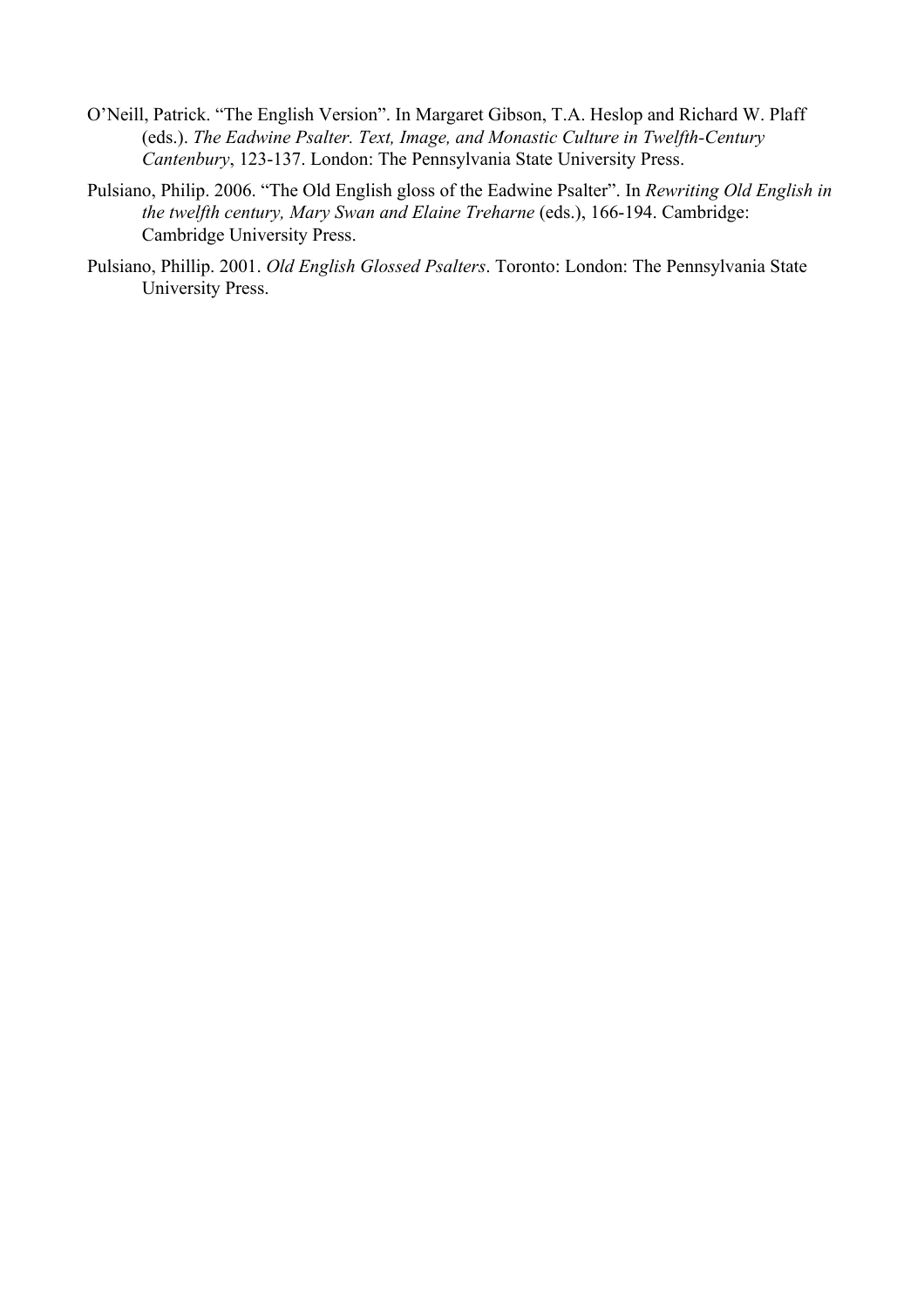O'Neill, Patrick. "The English Version". In Margaret Gibson, T.A. Heslop and Richard W. Plaff (eds.). *The Eadwine Psalter. Text, Image, and Monastic Culture in Twelfth-Century Cantenbury*, 123-137. London: The Pennsylvania State University Press.

Pulsiano, Philip. 2006. "The Old English gloss of the Eadwine Psalter". In *Rewriting Old English in the twelfth century, Mary Swan and Elaine Treharne* (eds.), 166-194. Cambridge: Cambridge University Press.

Pulsiano, Phillip. 2001. *Old English Glossed Psalters*. Toronto: London: The Pennsylvania State University Press.